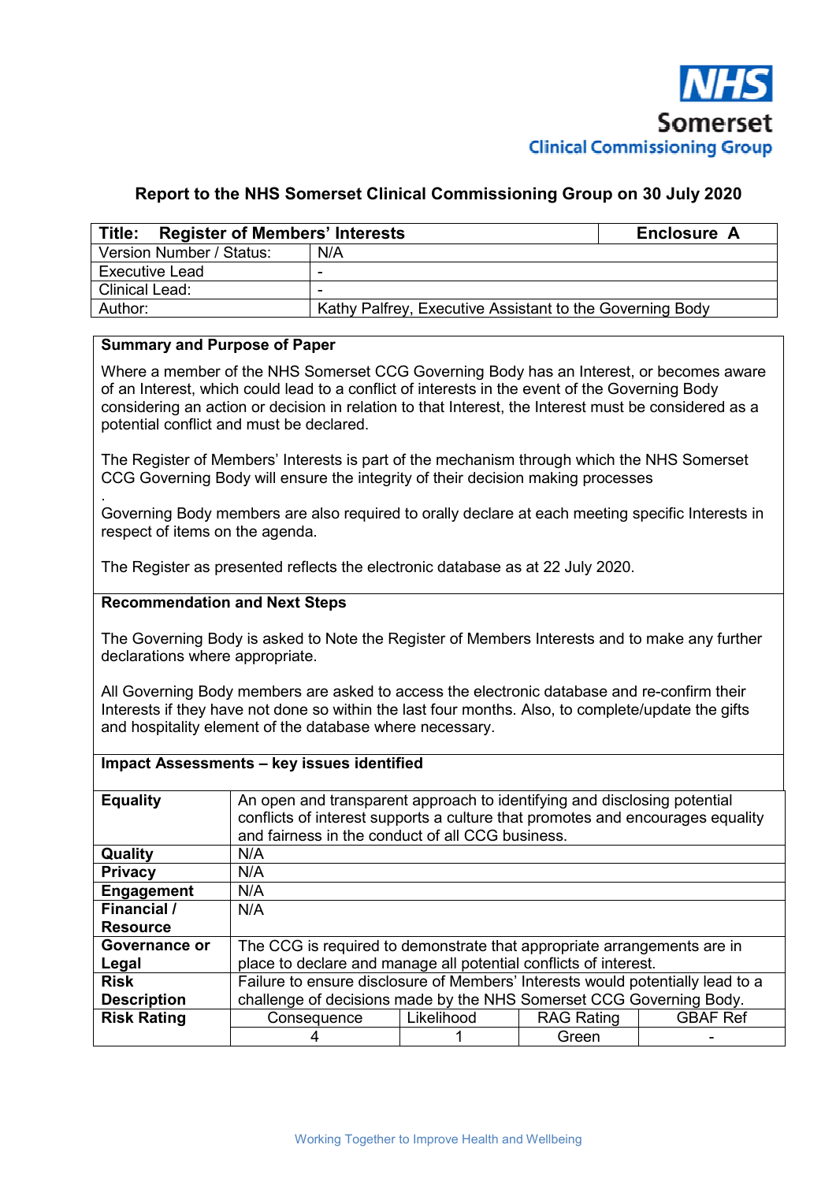NHS
Somerset
Clinical Commissioning Group

## Report to the NHS Somerset Clinical Commissioning Group on 30 July 2020

| **Title: Register of Members' Interests** | **Enclosure A** |
|---|---|
| Version Number / Status: | N/A |
| Executive Lead | - |
| Clinical Lead: | - |
| Author: | Kathy Palfrey, Executive Assistant to the Governing Body |

**Summary and Purpose of Paper**

Where a member of the NHS Somerset CCG Governing Body has an Interest, or becomes aware of an Interest, which could lead to a conflict of interests in the event of the Governing Body considering an action or decision in relation to that Interest, the Interest must be considered as a potential conflict and must be declared.

The Register of Members' Interests is part of the mechanism through which the NHS Somerset CCG Governing Body will ensure the integrity of their decision making processes

.
Governing Body members are also required to orally declare at each meeting specific Interests in respect of items on the agenda.

The Register as presented reflects the electronic database as at 22 July 2020.

**Recommendation and Next Steps**

The Governing Body is asked to Note the Register of Members Interests and to make any further declarations where appropriate.

All Governing Body members are asked to access the electronic database and re-confirm their Interests if they have not done so within the last four months. Also, to complete/update the gifts and hospitality element of the database where necessary.

**Impact Assessments – key issues identified**

| | | | | |
|---|---|---|---|---|
| **Equality** | An open and transparent approach to identifying and disclosing potential conflicts of interest supports a culture that promotes and encourages equality and fairness in the conduct of all CCG business. | | | |
| **Quality** | N/A | | | |
| **Privacy** | N/A | | | |
| **Engagement** | N/A | | | |
| **Financial / Resource** | N/A | | | |
| **Governance or Legal** | The CCG is required to demonstrate that appropriate arrangements are in place to declare and manage all potential conflicts of interest. | | | |
| **Risk Description** | Failure to ensure disclosure of Members' Interests would potentially lead to a challenge of decisions made by the NHS Somerset CCG Governing Body. | | | |
| **Risk Rating** | Consequence | Likelihood | RAG Rating | GBAF Ref |
| | 4 | 1 | Green | - |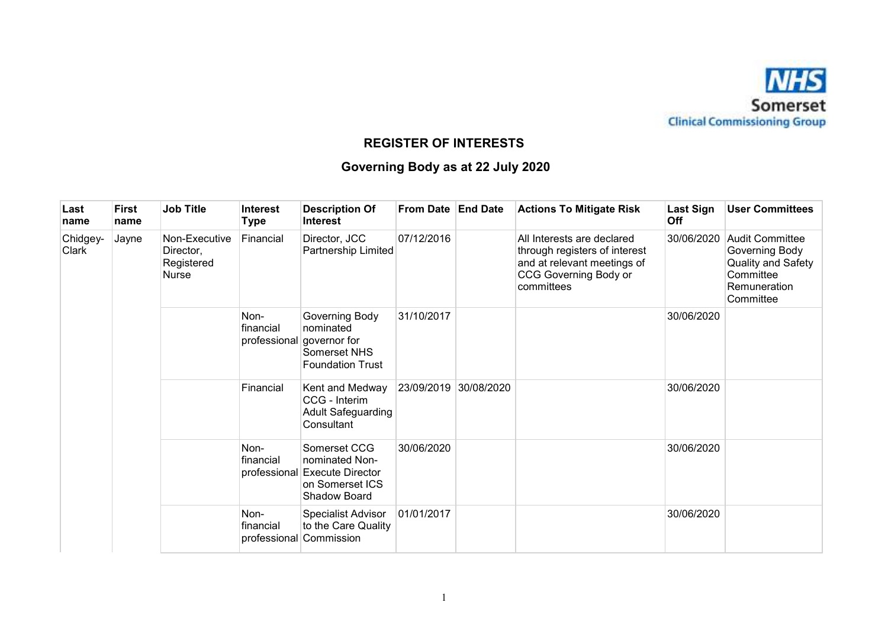## REGISTER OF INTERESTS

## Governing Body as at 22 July 2020

| Last name | First name | Job Title | Interest Type | Description Of Interest | From Date | End Date | Actions To Mitigate Risk | Last Sign Off | User Committees |
|---|---|---|---|---|---|---|---|---|---|
| Chidgey-Clark | Jayne | Non-Executive Director, Registered Nurse | Financial | Director, JCC Partnership Limited | 07/12/2016 | | All Interests are declared through registers of interest and at relevant meetings of CCG Governing Body or committees | 30/06/2020 | Audit Committee Governing Body Quality and Safety Committee Remuneration Committee |
| | | | Non-financial professional | Governing Body nominated governor for Somerset NHS Foundation Trust | 31/10/2017 | | | 30/06/2020 | |
| | | | Financial | Kent and Medway CCG - Interim Adult Safeguarding Consultant | 23/09/2019 | 30/08/2020 | | 30/06/2020 | |
| | | | Non-financial professional | Somerset CCG nominated Non-Execute Director on Somerset ICS Shadow Board | 30/06/2020 | | | 30/06/2020 | |
| | | | Non-financial professional | Specialist Advisor to the Care Quality Commission | 01/01/2017 | | | 30/06/2020 | |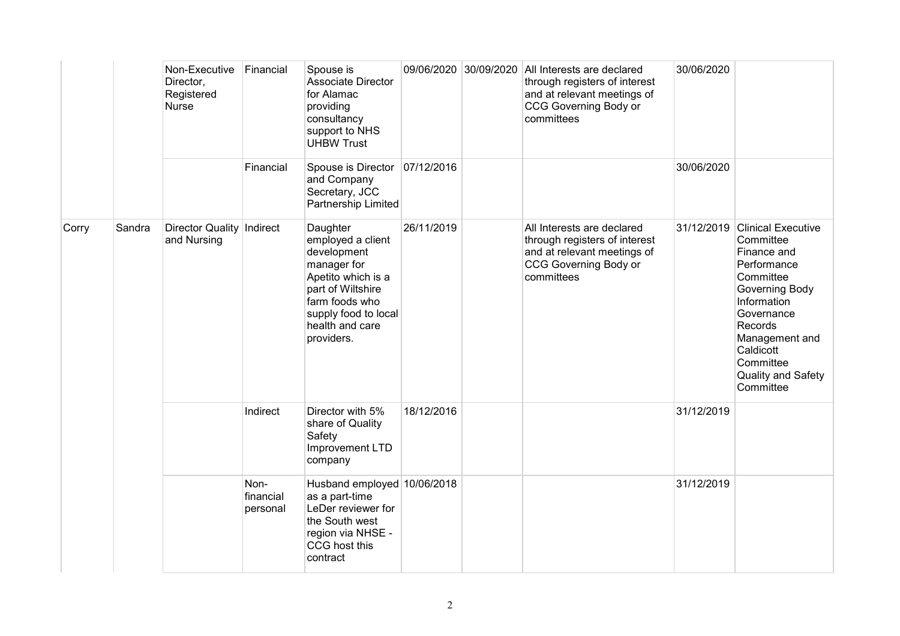| | | | | | | | | | |
|---|---|---|---|---|---|---|---|---|---|
| | | Non-Executive Director, Registered Nurse | Financial | Spouse is Associate Director for Alamac providing consultancy support to NHS UHBW Trust | 09/06/2020 | 30/09/2020 | All Interests are declared through registers of interest and at relevant meetings of CCG Governing Body or committees | 30/06/2020 | |
| | | | Financial | Spouse is Director and Company Secretary, JCC Partnership Limited | 07/12/2016 | | | 30/06/2020 | |
| Corry | Sandra | Director Quality and Nursing | Indirect | Daughter employed a client development manager for Apetito which is a part of Wiltshire farm foods who supply food to local health and care providers. | 26/11/2019 | | All Interests are declared through registers of interest and at relevant meetings of CCG Governing Body or committees | 31/12/2019 | Clinical Executive Committee Finance and Performance Committee Governing Body Information Governance Records Management and Caldicott Committee Quality and Safety Committee |
| | | | Indirect | Director with 5% share of Quality Safety Improvement LTD company | 18/12/2016 | | | 31/12/2019 | |
| | | | Non-financial personal | Husband employed as a part-time LeDer reviewer for the South west region via NHSE - CCG host this contract | 10/06/2018 | | | 31/12/2019 | |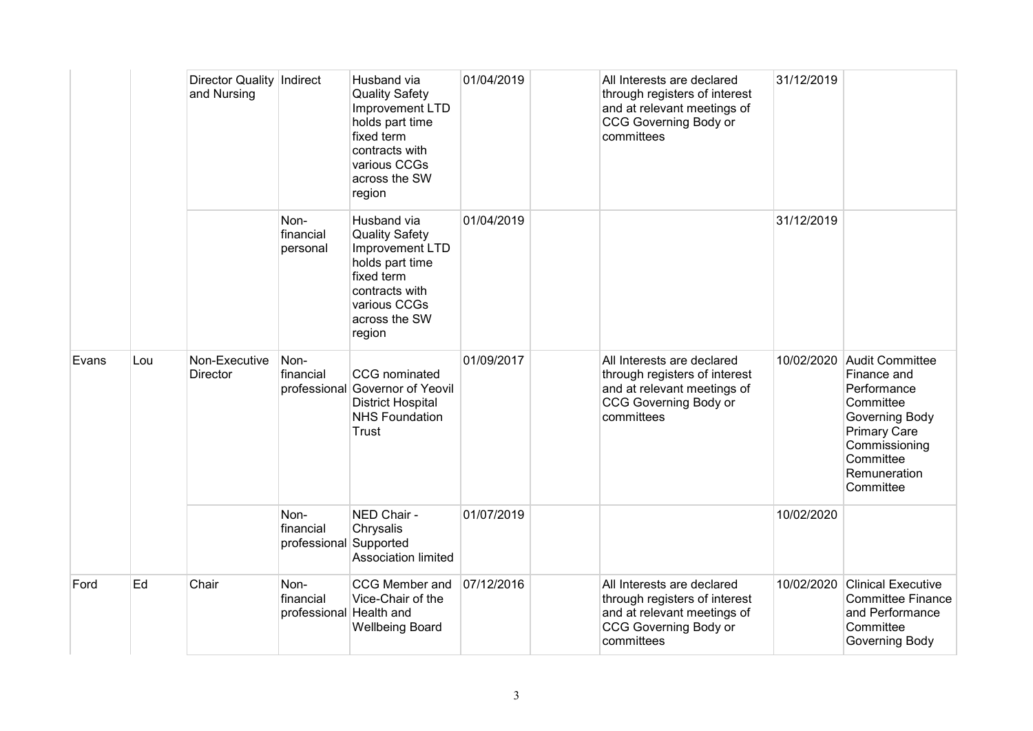| | | Director Quality and Nursing | Indirect | Husband via Quality Safety Improvement LTD holds part time fixed term contracts with various CCGs across the SW region | 01/04/2019 | | All Interests are declared through registers of interest and at relevant meetings of CCG Governing Body or committees | 31/12/2019 | |
|---|---|---|---|---|---|---|---|---|---|
| | | | Non-financial personal | Husband via Quality Safety Improvement LTD holds part time fixed term contracts with various CCGs across the SW region | 01/04/2019 | | | 31/12/2019 | |
| Evans | Lou | Non-Executive Director | Non-financial professional | CCG nominated Governor of Yeovil District Hospital NHS Foundation Trust | 01/09/2017 | | All Interests are declared through registers of interest and at relevant meetings of CCG Governing Body or committees | 10/02/2020 | Audit Committee Finance and Performance Committee Governing Body Primary Care Commissioning Committee Remuneration Committee |
| | | | Non-financial professional | NED Chair - Chrysalis Supported Association limited | 01/07/2019 | | | 10/02/2020 | |
| Ford | Ed | Chair | Non-financial professional | CCG Member and Vice-Chair of the Health and Wellbeing Board | 07/12/2016 | | All Interests are declared through registers of interest and at relevant meetings of CCG Governing Body or committees | 10/02/2020 | Clinical Executive Committee Finance and Performance Committee Governing Body |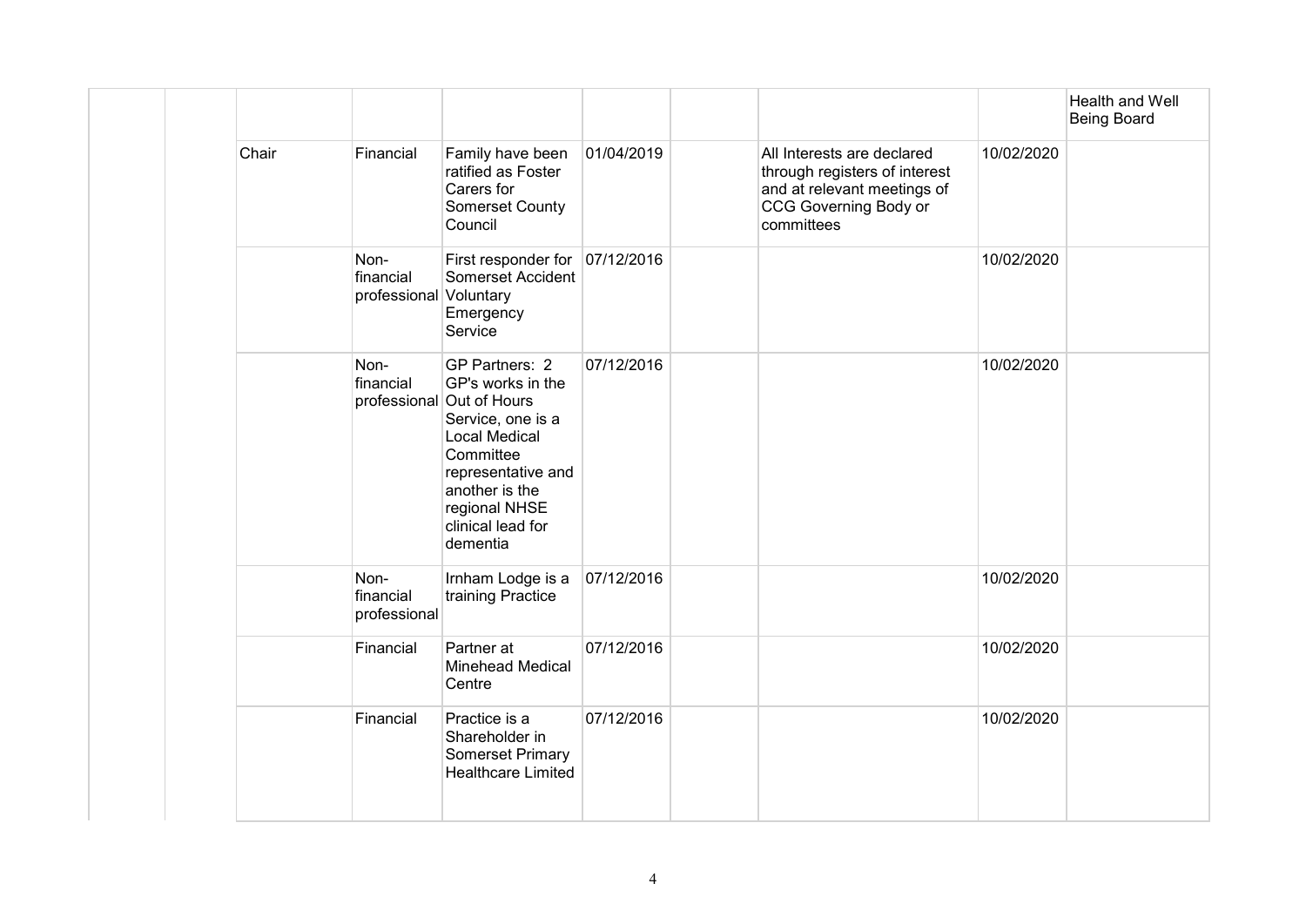| | | | | | | | | |
|---|---|---|---|---|---|---|---|---|
| | | | | | | | | Health and Well Being Board |
| | | Chair | Financial | Family have been ratified as Foster Carers for Somerset County Council | 01/04/2019 | | All Interests are declared through registers of interest and at relevant meetings of CCG Governing Body or committees | 10/02/2020 | |
| | | | Non-financial professional | First responder for Somerset Accident Voluntary Emergency Service | 07/12/2016 | | | 10/02/2020 | |
| | | | Non-financial professional | GP Partners: 2 GP's works in the Out of Hours Service, one is a Local Medical Committee representative and another is the regional NHSE clinical lead for dementia | 07/12/2016 | | | 10/02/2020 | |
| | | | Non-financial professional | Irnham Lodge is a training Practice | 07/12/2016 | | | 10/02/2020 | |
| | | | Financial | Partner at Minehead Medical Centre | 07/12/2016 | | | 10/02/2020 | |
| | | | Financial | Practice is a Shareholder in Somerset Primary Healthcare Limited | 07/12/2016 | | | 10/02/2020 | |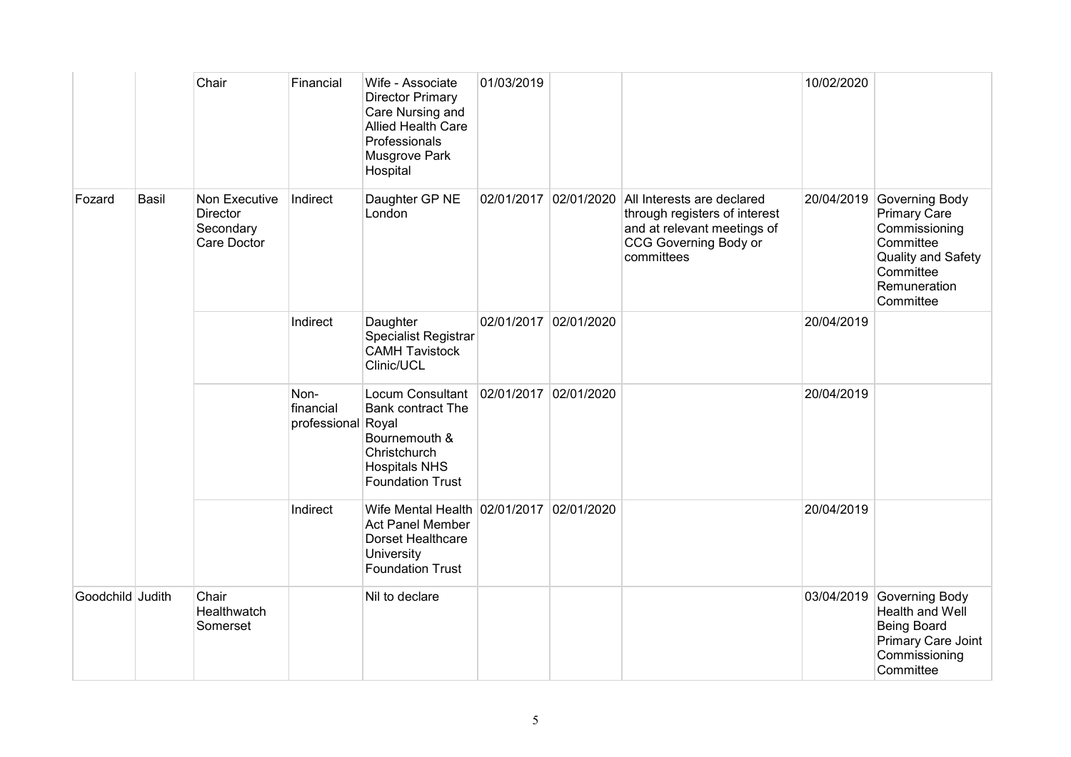| | | Chair | Financial | Wife - Associate Director Primary Care Nursing and Allied Health Care Professionals Musgrove Park Hospital | 01/03/2019 | | | 10/02/2020 | |
|---|---|---|---|---|---|---|---|---|---|
| Fozard | Basil | Non Executive Director Secondary Care Doctor | Indirect | Daughter GP NE London | 02/01/2017 | 02/01/2020 | All Interests are declared through registers of interest and at relevant meetings of CCG Governing Body or committees | 20/04/2019 | Governing Body Primary Care Commissioning Committee Quality and Safety Committee Remuneration Committee |
| | | | Indirect | Daughter Specialist Registrar CAMH Tavistock Clinic/UCL | 02/01/2017 | 02/01/2020 | | 20/04/2019 | |
| | | | Non-financial professional | Locum Consultant Bank contract The Royal Bournemouth & Christchurch Hospitals NHS Foundation Trust | 02/01/2017 | 02/01/2020 | | 20/04/2019 | |
| | | | Indirect | Wife Mental Health Act Panel Member Dorset Healthcare University Foundation Trust | 02/01/2017 | 02/01/2020 | | 20/04/2019 | |
| Goodchild | Judith | Chair Healthwatch Somerset | | Nil to declare | | | | 03/04/2019 | Governing Body Health and Well Being Board Primary Care Joint Commissioning Committee |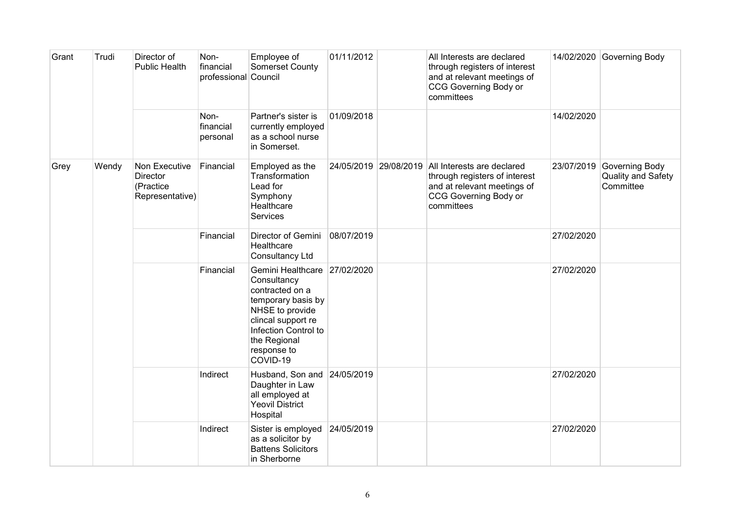| Grant | Trudi | Director of Public Health | Non-financial professional | Employee of Somerset County Council | 01/11/2012 | | All Interests are declared through registers of interest and at relevant meetings of CCG Governing Body or committees | 14/02/2020 | Governing Body |
|---|---|---|---|---|---|---|---|---|---|
| | | | Non-financial personal | Partner's sister is currently employed as a school nurse in Somerset. | 01/09/2018 | | | 14/02/2020 | |
| Grey | Wendy | Non Executive Director (Practice Representative) | Financial | Employed as the Transformation Lead for Symphony Healthcare Services | 24/05/2019 | 29/08/2019 | All Interests are declared through registers of interest and at relevant meetings of CCG Governing Body or committees | 23/07/2019 | Governing Body Quality and Safety Committee |
| | | | Financial | Director of Gemini Healthcare Consultancy Ltd | 08/07/2019 | | | 27/02/2020 | |
| | | | Financial | Gemini Healthcare Consultancy contracted on a temporary basis by NHSE to provide clincal support re Infection Control to the Regional response to COVID-19 | 27/02/2020 | | | 27/02/2020 | |
| | | | Indirect | Husband, Son and Daughter in Law all employed at Yeovil District Hospital | 24/05/2019 | | | 27/02/2020 | |
| | | | Indirect | Sister is employed as a solicitor by Battens Solicitors in Sherborne | 24/05/2019 | | | 27/02/2020 | |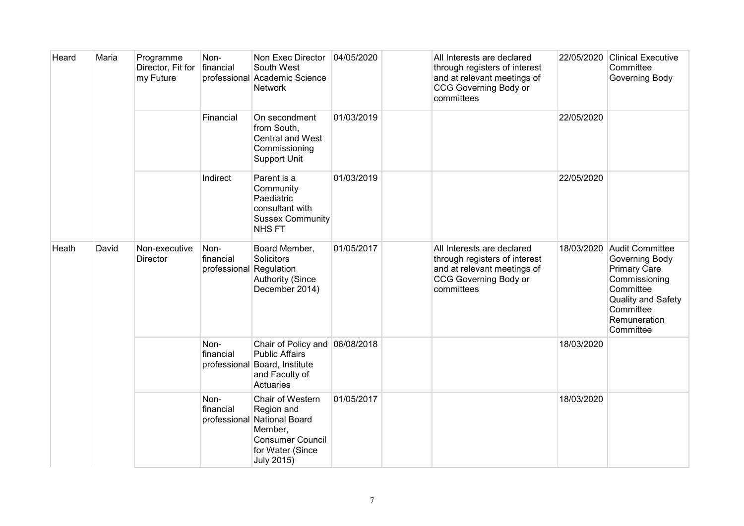| Heard | Maria | Programme Director, Fit for my Future | Non-financial professional | Non Exec Director South West Academic Science Network | 04/05/2020 | | All Interests are declared through registers of interest and at relevant meetings of CCG Governing Body or committees | 22/05/2020 | Clinical Executive Committee Governing Body |
|---|---|---|---|---|---|---|---|---|---|
| | | | Financial | On secondment from South, Central and West Commissioning Support Unit | 01/03/2019 | | | 22/05/2020 | |
| | | | Indirect | Parent is a Community Paediatric consultant with Sussex Community NHS FT | 01/03/2019 | | | 22/05/2020 | |
| Heath | David | Non-executive Director | Non-financial professional | Board Member, Solicitors Regulation Authority (Since December 2014) | 01/05/2017 | | All Interests are declared through registers of interest and at relevant meetings of CCG Governing Body or committees | 18/03/2020 | Audit Committee Governing Body Primary Care Commissioning Committee Quality and Safety Committee Remuneration Committee |
| | | | Non-financial professional | Chair of Policy and Public Affairs Board, Institute and Faculty of Actuaries | 06/08/2018 | | | 18/03/2020 | |
| | | | Non-financial professional | Chair of Western Region and National Board Member, Consumer Council for Water (Since July 2015) | 01/05/2017 | | | 18/03/2020 | |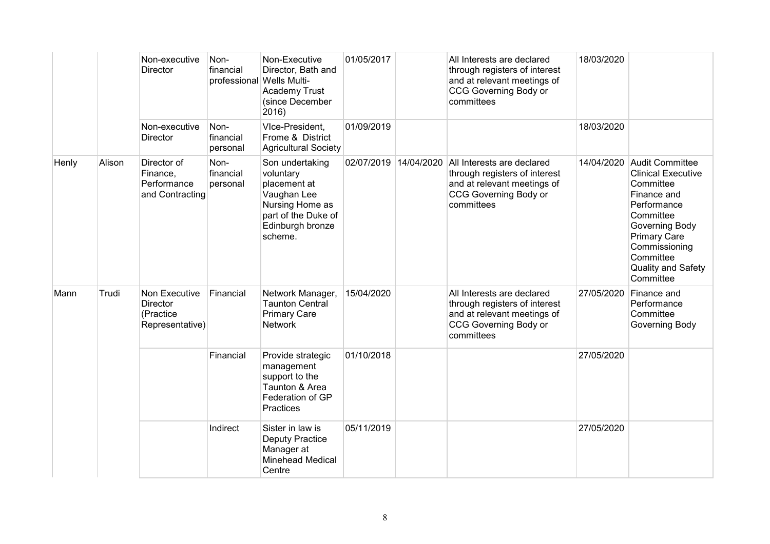| | | | | | | | | | |
|---|---|---|---|---|---|---|---|---|---|
| | | Non-executive Director | Non-financial professional | Non-Executive Director, Bath and Wells Multi-Academy Trust (since December 2016) | 01/05/2017 | | All Interests are declared through registers of interest and at relevant meetings of CCG Governing Body or committees | 18/03/2020 | |
| | | Non-executive Director | Non-financial personal | VIce-President, Frome & District Agricultural Society | 01/09/2019 | | | 18/03/2020 | |
| Henly | Alison | Director of Finance, Performance and Contracting | Non-financial personal | Son undertaking voluntary placement at Vaughan Lee Nursing Home as part of the Duke of Edinburgh bronze scheme. | 02/07/2019 | 14/04/2020 | All Interests are declared through registers of interest and at relevant meetings of CCG Governing Body or committees | 14/04/2020 | Audit Committee Clinical Executive Committee Finance and Performance Committee Governing Body Primary Care Commissioning Committee Quality and Safety Committee |
| Mann | Trudi | Non Executive Director (Practice Representative) | Financial | Network Manager, Taunton Central Primary Care Network | 15/04/2020 | | All Interests are declared through registers of interest and at relevant meetings of CCG Governing Body or committees | 27/05/2020 | Finance and Performance Committee Governing Body |
| | | | Financial | Provide strategic management support to the Taunton & Area Federation of GP Practices | 01/10/2018 | | | 27/05/2020 | |
| | | | Indirect | Sister in law is Deputy Practice Manager at Minehead Medical Centre | 05/11/2019 | | | 27/05/2020 | |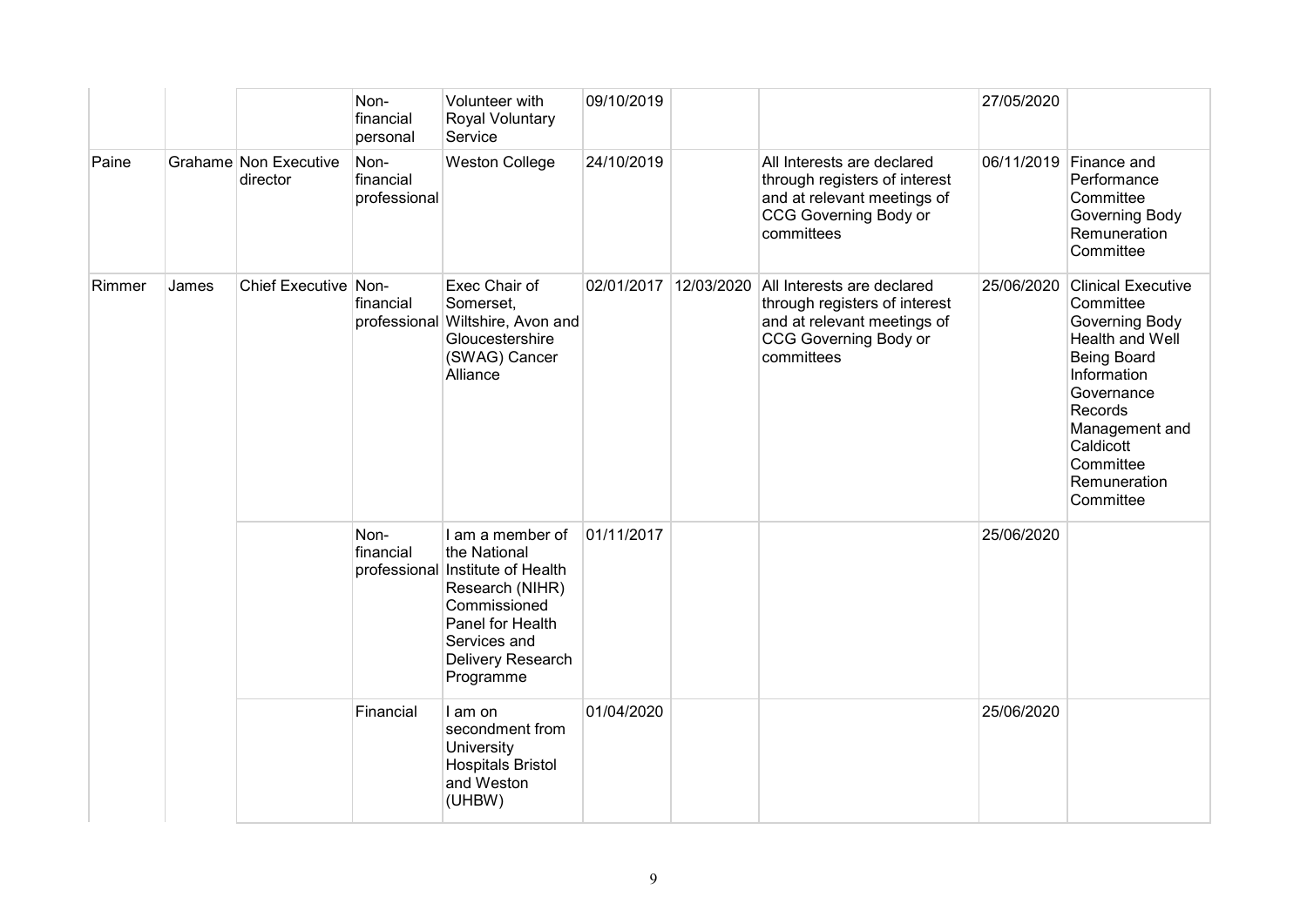| | | | Non-financial personal | Volunteer with Royal Voluntary Service | 09/10/2019 | | | 27/05/2020 | |
|---|---|---|---|---|---|---|---|---|---|
| Paine | Grahame | Non Executive director | Non-financial professional | Weston College | 24/10/2019 | | All Interests are declared through registers of interest and at relevant meetings of CCG Governing Body or committees | 06/11/2019 | Finance and Performance Committee Governing Body Remuneration Committee |
| Rimmer | James | Chief Executive | Non-financial professional | Exec Chair of Somerset, Wiltshire, Avon and Gloucestershire (SWAG) Cancer Alliance | 02/01/2017 | 12/03/2020 | All Interests are declared through registers of interest and at relevant meetings of CCG Governing Body or committees | 25/06/2020 | Clinical Executive Committee Governing Body Health and Well Being Board Information Governance Records Management and Caldicott Committee Remuneration Committee |
| | | | Non-financial professional | I am a member of the National Institute of Health Research (NIHR) Commissioned Panel for Health Services and Delivery Research Programme | 01/11/2017 | | | 25/06/2020 | |
| | | | Financial | I am on secondment from University Hospitals Bristol and Weston (UHBW) | 01/04/2020 | | | 25/06/2020 | |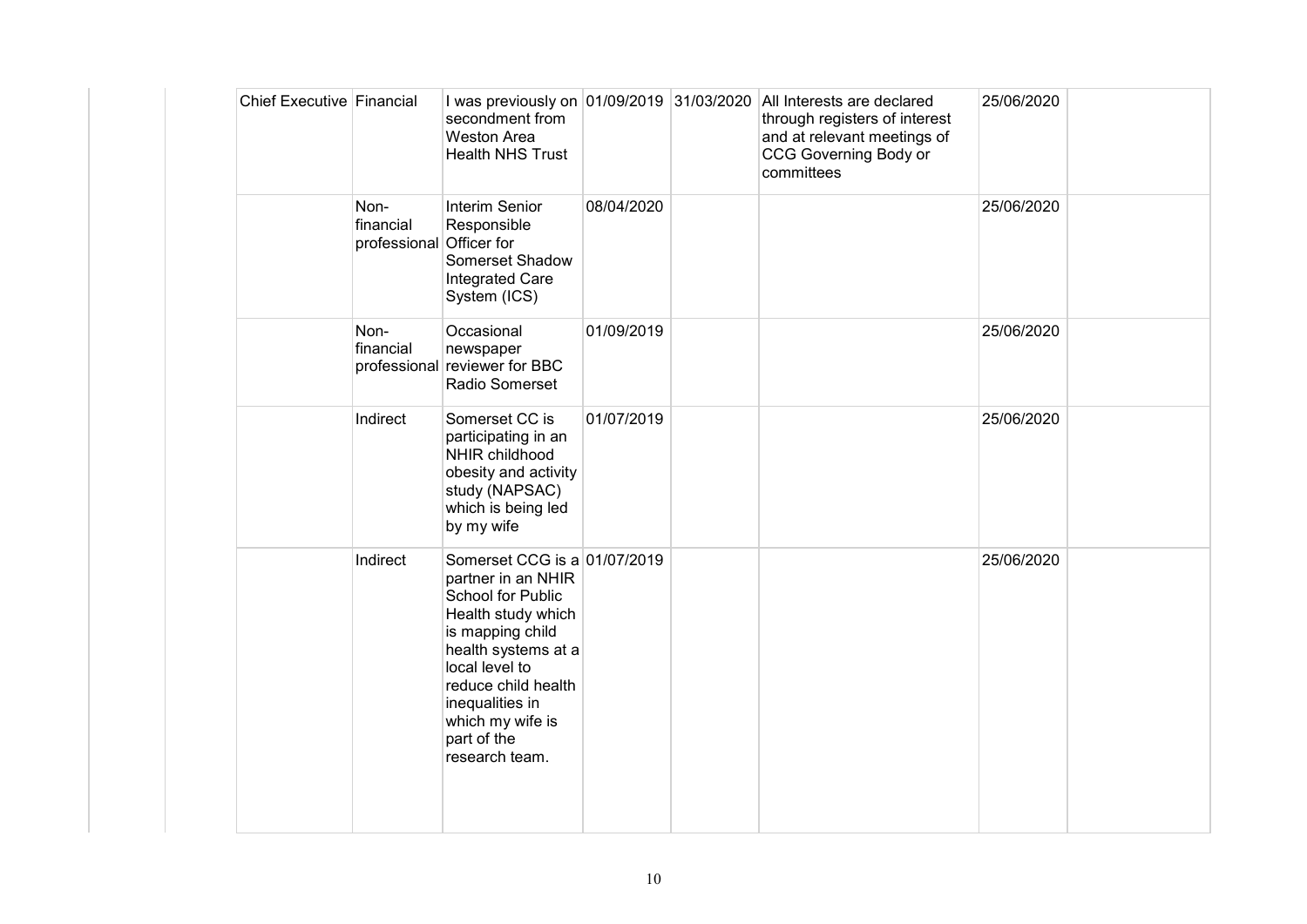| | | | | | | | |
|---|---|---|---|---|---|---|---|
| Chief Executive | Financial | I was previously on secondment from Weston Area Health NHS Trust | 01/09/2019 | 31/03/2020 | All Interests are declared through registers of interest and at relevant meetings of CCG Governing Body or committees | 25/06/2020 | |
| | Non-financial professional | Interim Senior Responsible Officer for Somerset Shadow Integrated Care System (ICS) | 08/04/2020 | | | 25/06/2020 | |
| | Non-financial professional | Occasional newspaper reviewer for BBC Radio Somerset | 01/09/2019 | | | 25/06/2020 | |
| | Indirect | Somerset CC is participating in an NHIR childhood obesity and activity study (NAPSAC) which is being led by my wife | 01/07/2019 | | | 25/06/2020 | |
| | Indirect | Somerset CCG is a partner in an NHIR School for Public Health study which is mapping child health systems at a local level to reduce child health inequalities in which my wife is part of the research team. | 01/07/2019 | | | 25/06/2020 | |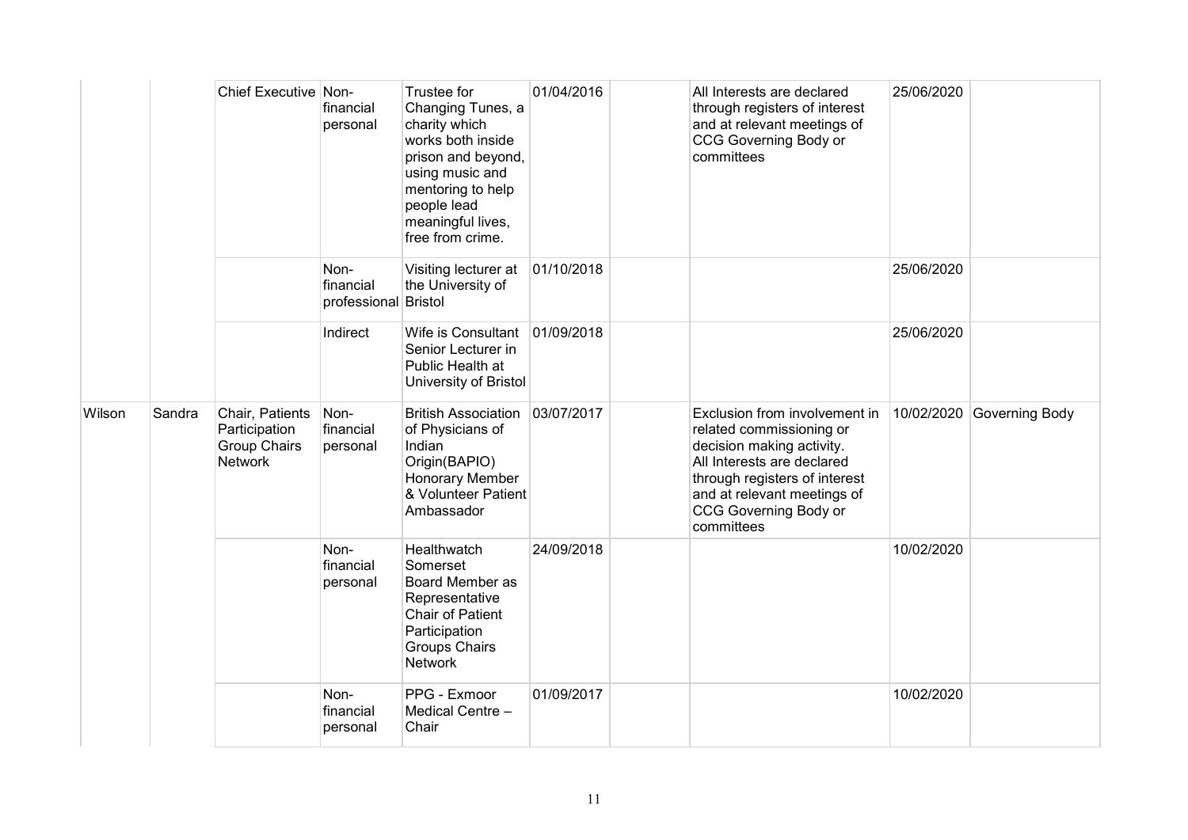| | | | | | | | | | |
|---|---|---|---|---|---|---|---|---|---|
| | | Chief Executive | Non-financial personal | Trustee for Changing Tunes, a charity which works both inside prison and beyond, using music and mentoring to help people lead meaningful lives, free from crime. | 01/04/2016 | | All Interests are declared through registers of interest and at relevant meetings of CCG Governing Body or committees | 25/06/2020 | |
| | | | Non-financial professional | Visiting lecturer at the University of Bristol | 01/10/2018 | | | 25/06/2020 | |
| | | | Indirect | Wife is Consultant Senior Lecturer in Public Health at University of Bristol | 01/09/2018 | | | 25/06/2020 | |
| Wilson | Sandra | Chair, Patients Participation Group Chairs Network | Non-financial personal | British Association of Physicians of Indian Origin(BAPIO) Honorary Member & Volunteer Patient Ambassador | 03/07/2017 | | Exclusion from involvement in related commissioning or decision making activity. All Interests are declared through registers of interest and at relevant meetings of CCG Governing Body or committees | 10/02/2020 | Governing Body |
| | | | Non-financial personal | Healthwatch Somerset Board Member as Representative Chair of Patient Participation Groups Chairs Network | 24/09/2018 | | | 10/02/2020 | |
| | | | Non-financial personal | PPG - Exmoor Medical Centre – Chair | 01/09/2017 | | | 10/02/2020 | |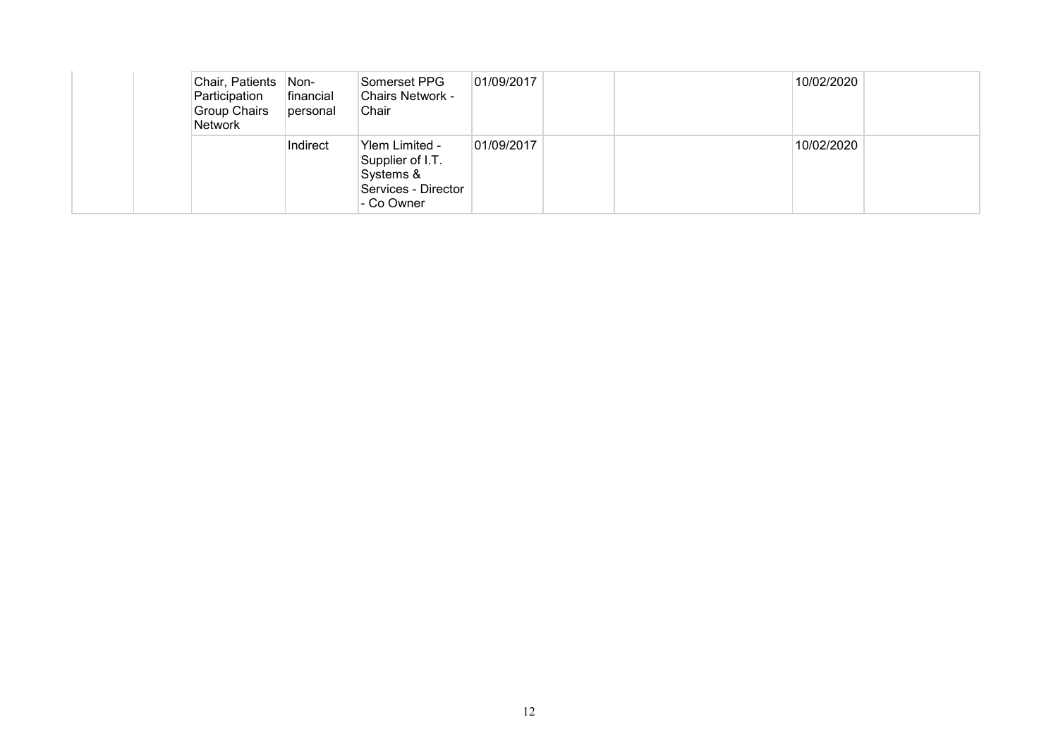| | | | | | | | | | | |
|---|---|---|---|---|---|---|---|---|---|---|
| | | Chair, Patients Participation Group Chairs Network | Non-financial personal | Somerset PPG Chairs Network - Chair | 01/09/2017 | | | 10/02/2020 | |
| | | | Indirect | Ylem Limited - Supplier of I.T. Systems & Services - Director - Co Owner | 01/09/2017 | | | 10/02/2020 | |